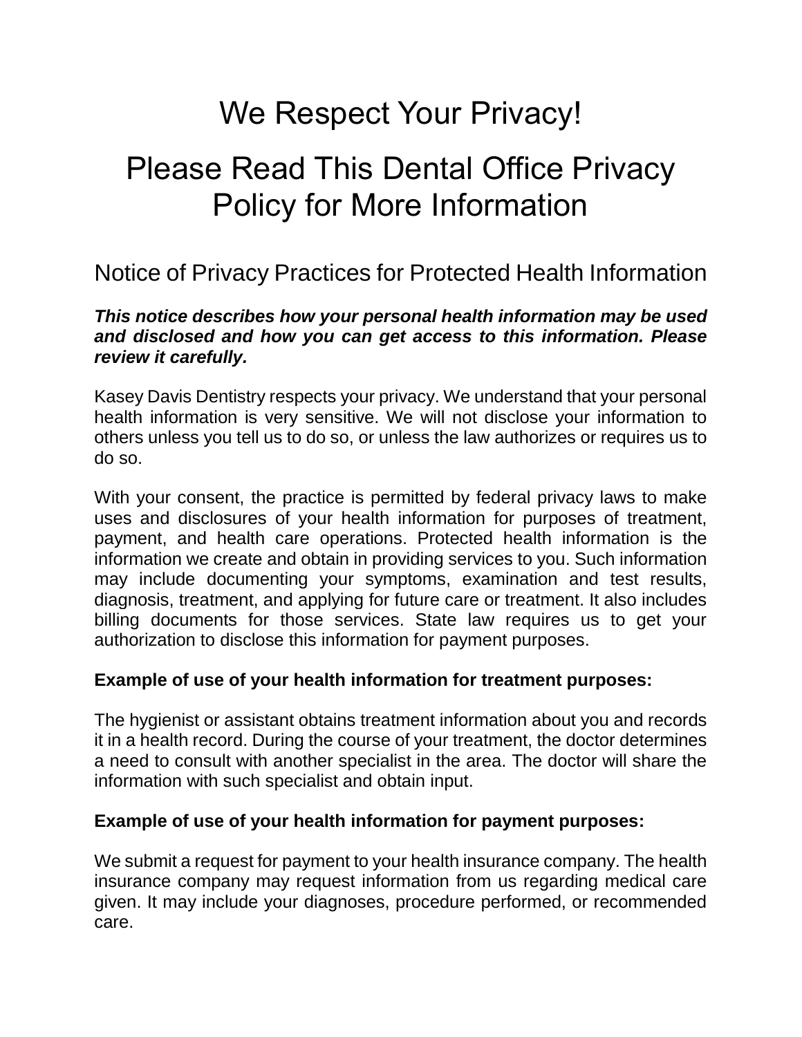# We Respect Your Privacy!

# Please Read This Dental Office Privacy Policy for More Information

## Notice of Privacy Practices for Protected Health Information

***This notice describes how your personal health information may be used and disclosed and how you can get access to this information. Please review it carefully.***

Kasey Davis Dentistry respects your privacy. We understand that your personal health information is very sensitive. We will not disclose your information to others unless you tell us to do so, or unless the law authorizes or requires us to do so.

With your consent, the practice is permitted by federal privacy laws to make uses and disclosures of your health information for purposes of treatment, payment, and health care operations. Protected health information is the information we create and obtain in providing services to you. Such information may include documenting your symptoms, examination and test results, diagnosis, treatment, and applying for future care or treatment. It also includes billing documents for those services. State law requires us to get your authorization to disclose this information for payment purposes.

**Example of use of your health information for treatment purposes:**

The hygienist or assistant obtains treatment information about you and records it in a health record. During the course of your treatment, the doctor determines a need to consult with another specialist in the area. The doctor will share the information with such specialist and obtain input.

**Example of use of your health information for payment purposes:**

We submit a request for payment to your health insurance company. The health insurance company may request information from us regarding medical care given. It may include your diagnoses, procedure performed, or recommended care.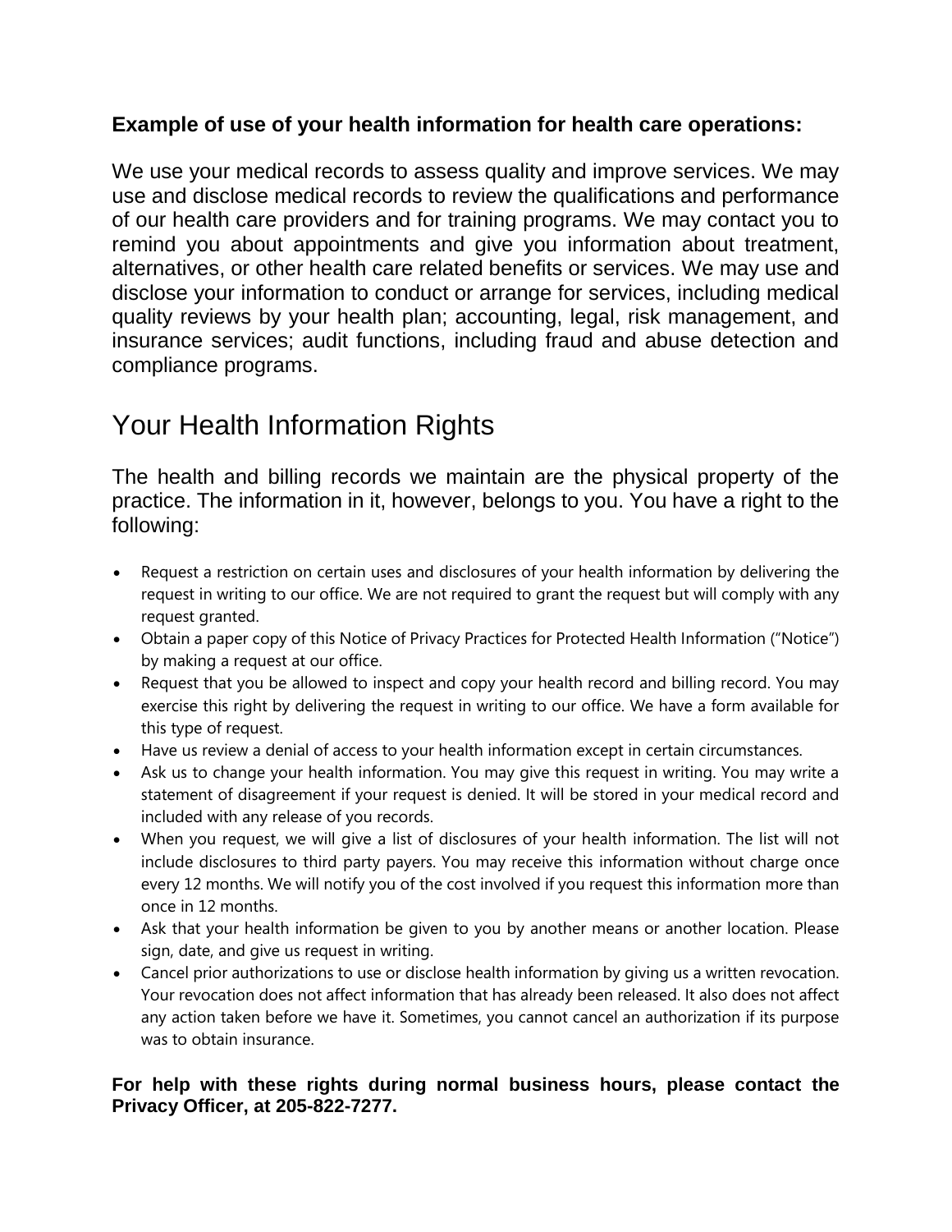**Example of use of your health information for health care operations:**

We use your medical records to assess quality and improve services. We may use and disclose medical records to review the qualifications and performance of our health care providers and for training programs. We may contact you to remind you about appointments and give you information about treatment, alternatives, or other health care related benefits or services. We may use and disclose your information to conduct or arrange for services, including medical quality reviews by your health plan; accounting, legal, risk management, and insurance services; audit functions, including fraud and abuse detection and compliance programs.

# Your Health Information Rights

The health and billing records we maintain are the physical property of the practice. The information in it, however, belongs to you. You have a right to the following:

- Request a restriction on certain uses and disclosures of your health information by delivering the request in writing to our office. We are not required to grant the request but will comply with any request granted.
- Obtain a paper copy of this Notice of Privacy Practices for Protected Health Information ("Notice") by making a request at our office.
- Request that you be allowed to inspect and copy your health record and billing record. You may exercise this right by delivering the request in writing to our office. We have a form available for this type of request.
- Have us review a denial of access to your health information except in certain circumstances.
- Ask us to change your health information. You may give this request in writing. You may write a statement of disagreement if your request is denied. It will be stored in your medical record and included with any release of you records.
- When you request, we will give a list of disclosures of your health information. The list will not include disclosures to third party payers. You may receive this information without charge once every 12 months. We will notify you of the cost involved if you request this information more than once in 12 months.
- Ask that your health information be given to you by another means or another location. Please sign, date, and give us request in writing.
- Cancel prior authorizations to use or disclose health information by giving us a written revocation. Your revocation does not affect information that has already been released. It also does not affect any action taken before we have it. Sometimes, you cannot cancel an authorization if its purpose was to obtain insurance.

**For help with these rights during normal business hours, please contact the Privacy Officer, at 205-822-7277.**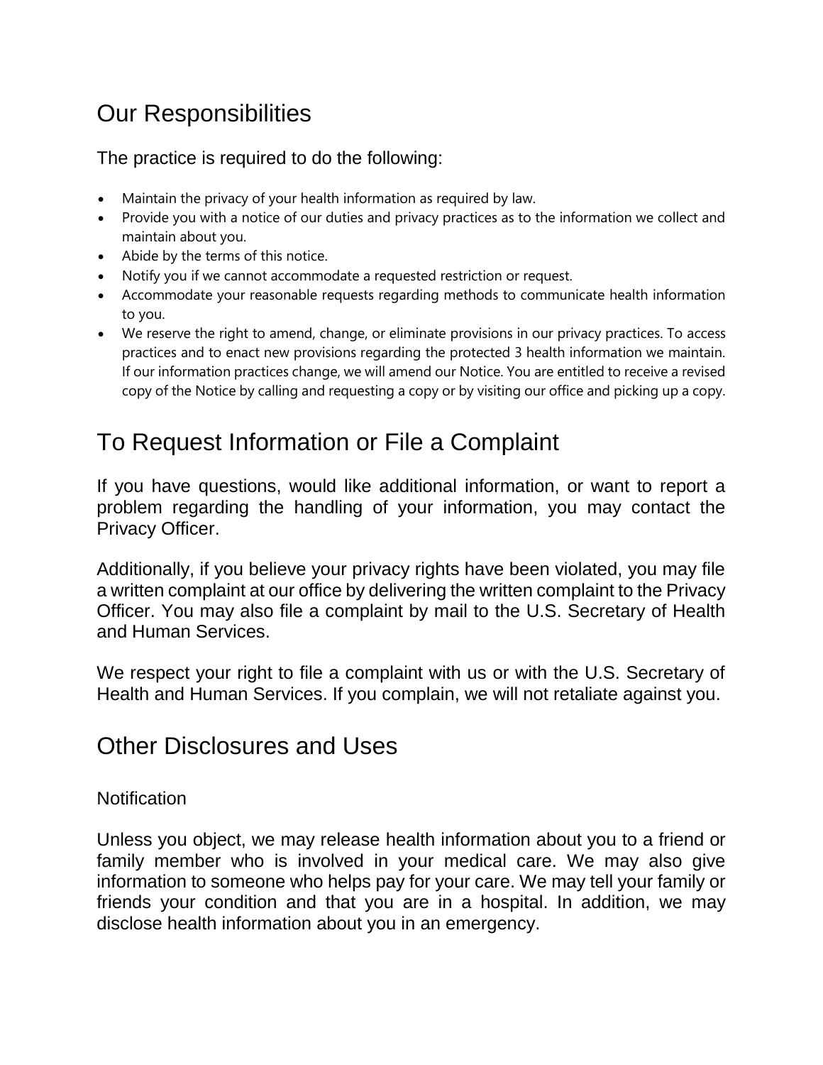## Our Responsibilities

The practice is required to do the following:

- Maintain the privacy of your health information as required by law.
- Provide you with a notice of our duties and privacy practices as to the information we collect and maintain about you.
- Abide by the terms of this notice.
- Notify you if we cannot accommodate a requested restriction or request.
- Accommodate your reasonable requests regarding methods to communicate health information to you.
- We reserve the right to amend, change, or eliminate provisions in our privacy practices. To access practices and to enact new provisions regarding the protected 3 health information we maintain. If our information practices change, we will amend our Notice. You are entitled to receive a revised copy of the Notice by calling and requesting a copy or by visiting our office and picking up a copy.

## To Request Information or File a Complaint

If you have questions, would like additional information, or want to report a problem regarding the handling of your information, you may contact the Privacy Officer.

Additionally, if you believe your privacy rights have been violated, you may file a written complaint at our office by delivering the written complaint to the Privacy Officer. You may also file a complaint by mail to the U.S. Secretary of Health and Human Services.

We respect your right to file a complaint with us or with the U.S. Secretary of Health and Human Services. If you complain, we will not retaliate against you.

## Other Disclosures and Uses

### Notification

Unless you object, we may release health information about you to a friend or family member who is involved in your medical care. We may also give information to someone who helps pay for your care. We may tell your family or friends your condition and that you are in a hospital. In addition, we may disclose health information about you in an emergency.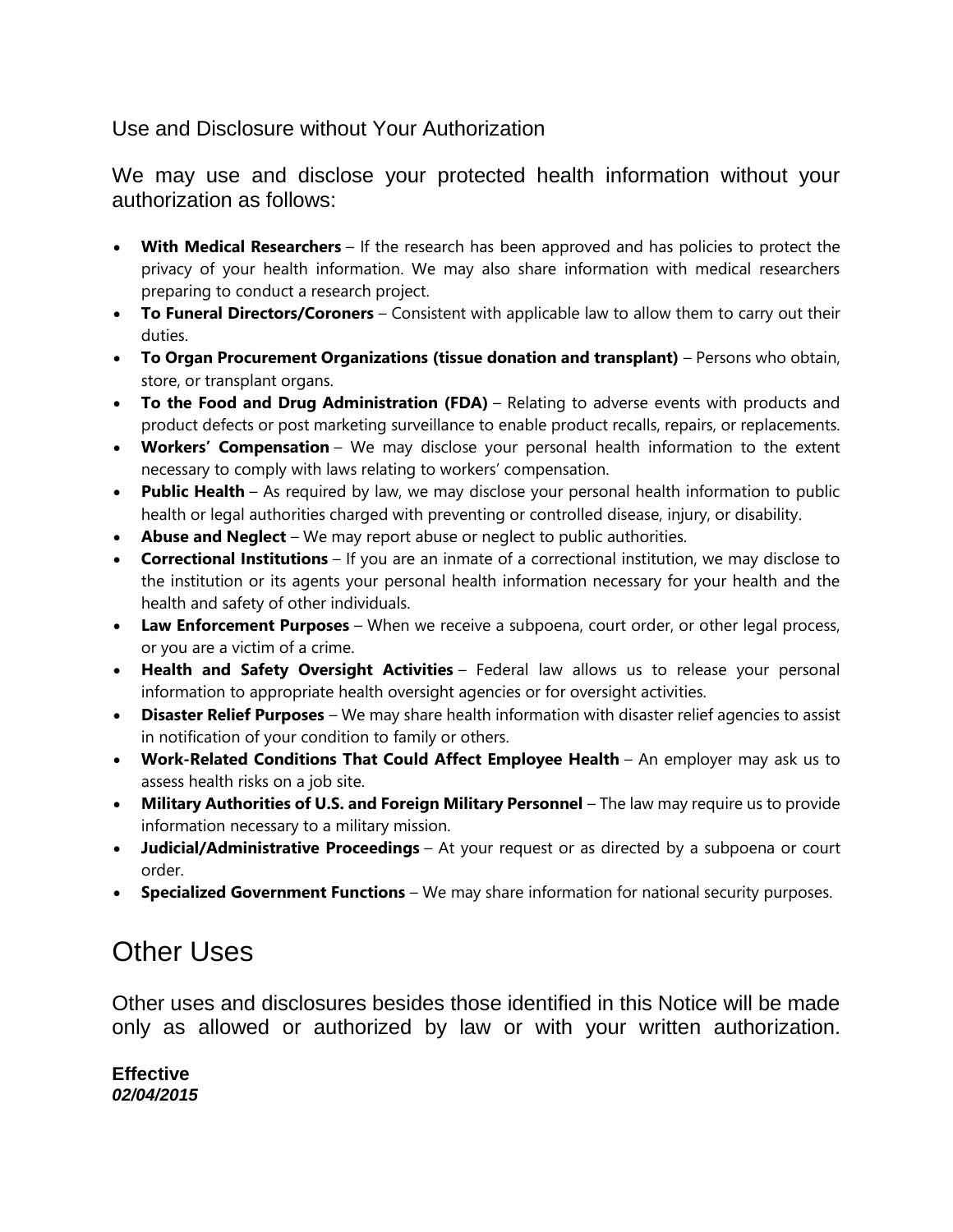## Use and Disclosure without Your Authorization

We may use and disclose your protected health information without your authorization as follows:

- **With Medical Researchers** – If the research has been approved and has policies to protect the privacy of your health information. We may also share information with medical researchers preparing to conduct a research project.
- **To Funeral Directors/Coroners** – Consistent with applicable law to allow them to carry out their duties.
- **To Organ Procurement Organizations (tissue donation and transplant)** – Persons who obtain, store, or transplant organs.
- **To the Food and Drug Administration (FDA)** – Relating to adverse events with products and product defects or post marketing surveillance to enable product recalls, repairs, or replacements.
- **Workers' Compensation** – We may disclose your personal health information to the extent necessary to comply with laws relating to workers' compensation.
- **Public Health** – As required by law, we may disclose your personal health information to public health or legal authorities charged with preventing or controlled disease, injury, or disability.
- **Abuse and Neglect** – We may report abuse or neglect to public authorities.
- **Correctional Institutions** – If you are an inmate of a correctional institution, we may disclose to the institution or its agents your personal health information necessary for your health and the health and safety of other individuals.
- **Law Enforcement Purposes** – When we receive a subpoena, court order, or other legal process, or you are a victim of a crime.
- **Health and Safety Oversight Activities** – Federal law allows us to release your personal information to appropriate health oversight agencies or for oversight activities.
- **Disaster Relief Purposes** – We may share health information with disaster relief agencies to assist in notification of your condition to family or others.
- **Work-Related Conditions That Could Affect Employee Health** – An employer may ask us to assess health risks on a job site.
- **Military Authorities of U.S. and Foreign Military Personnel** – The law may require us to provide information necessary to a military mission.
- **Judicial/Administrative Proceedings** – At your request or as directed by a subpoena or court order.
- **Specialized Government Functions** – We may share information for national security purposes.

# Other Uses

Other uses and disclosures besides those identified in this Notice will be made only as allowed or authorized by law or with your written authorization.

**Effective**
***02/04/2015***